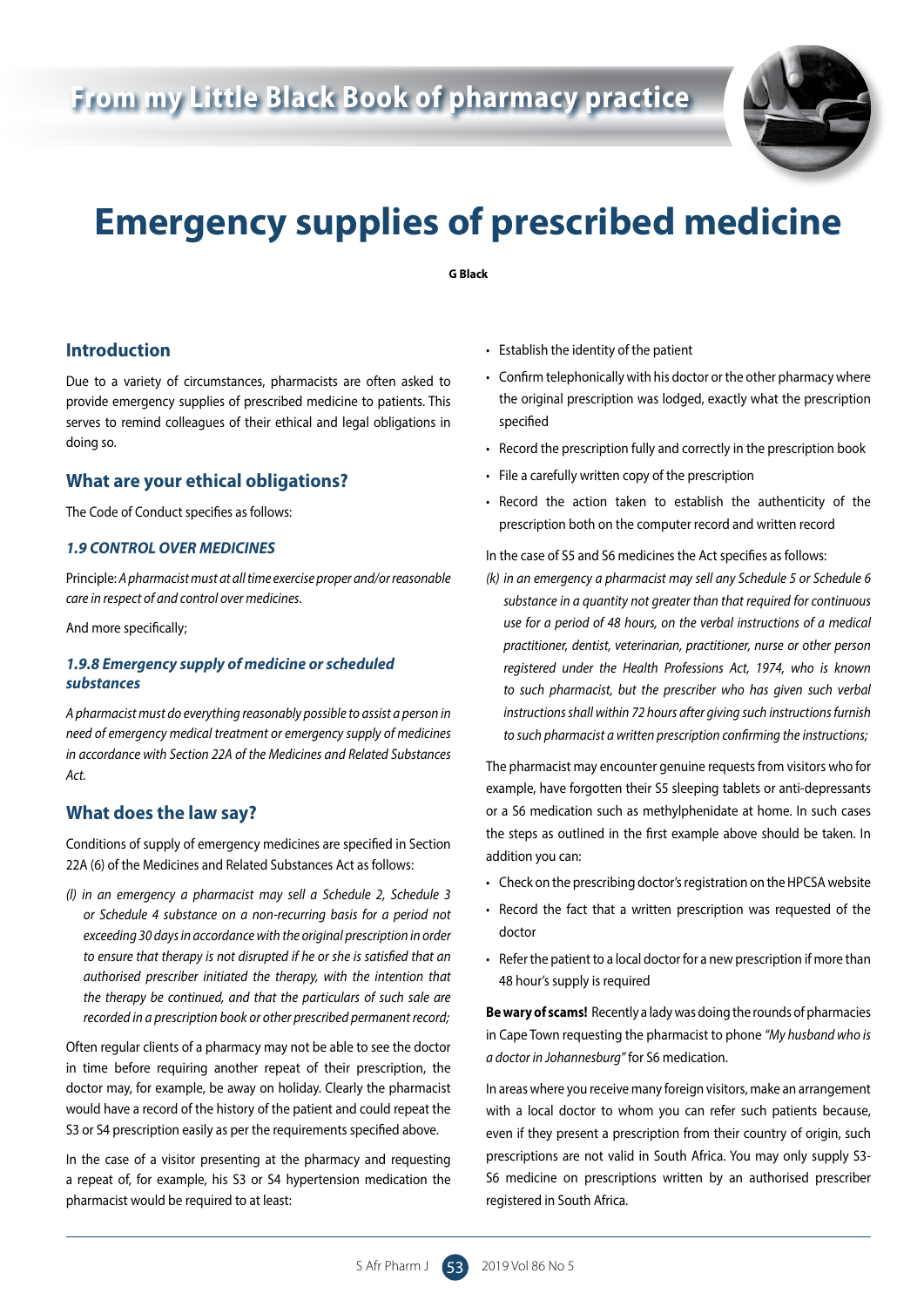From my Little Black Book of pharmacy practice

# Emergency supplies of prescribed medicine

**G Black**

## Introduction

Due to a variety of circumstances, pharmacists are often asked to provide emergency supplies of prescribed medicine to patients. This serves to remind colleagues of their ethical and legal obligations in doing so.

## What are your ethical obligations?

The Code of Conduct specifies as follows:

### *1.9 CONTROL OVER MEDICINES*

Principle: *A pharmacist must at all time exercise proper and/or reasonable care in respect of and control over medicines.*

And more specifically;

### *1.9.8 Emergency supply of medicine or scheduled substances*

*A pharmacist must do everything reasonably possible to assist a person in need of emergency medical treatment or emergency supply of medicines in accordance with Section 22A of the Medicines and Related Substances Act.*

## What does the law say?

Conditions of supply of emergency medicines are specified in Section 22A (6) of the Medicines and Related Substances Act as follows:

*(l) in an emergency a pharmacist may sell a Schedule 2, Schedule 3 or Schedule 4 substance on a non-recurring basis for a period not exceeding 30 days in accordance with the original prescription in order to ensure that therapy is not disrupted if he or she is satisfied that an authorised prescriber initiated the therapy, with the intention that the therapy be continued, and that the particulars of such sale are recorded in a prescription book or other prescribed permanent record;*

Often regular clients of a pharmacy may not be able to see the doctor in time before requiring another repeat of their prescription, the doctor may, for example, be away on holiday. Clearly the pharmacist would have a record of the history of the patient and could repeat the S3 or S4 prescription easily as per the requirements specified above.

In the case of a visitor presenting at the pharmacy and requesting a repeat of, for example, his S3 or S4 hypertension medication the pharmacist would be required to at least:

- Establish the identity of the patient
- Confirm telephonically with his doctor or the other pharmacy where the original prescription was lodged, exactly what the prescription specified
- Record the prescription fully and correctly in the prescription book
- File a carefully written copy of the prescription
- Record the action taken to establish the authenticity of the prescription both on the computer record and written record

In the case of S5 and S6 medicines the Act specifies as follows:

*(k) in an emergency a pharmacist may sell any Schedule 5 or Schedule 6 substance in a quantity not greater than that required for continuous use for a period of 48 hours, on the verbal instructions of a medical practitioner, dentist, veterinarian, practitioner, nurse or other person registered under the Health Professions Act, 1974, who is known to such pharmacist, but the prescriber who has given such verbal instructions shall within 72 hours after giving such instructions furnish to such pharmacist a written prescription confirming the instructions;*

The pharmacist may encounter genuine requests from visitors who for example, have forgotten their S5 sleeping tablets or anti-depressants or a S6 medication such as methylphenidate at home. In such cases the steps as outlined in the first example above should be taken. In addition you can:

- Check on the prescribing doctor's registration on the HPCSA website
- Record the fact that a written prescription was requested of the doctor
- Refer the patient to a local doctor for a new prescription if more than 48 hour's supply is required

**Be wary of scams!** Recently a lady was doing the rounds of pharmacies in Cape Town requesting the pharmacist to phone *"My husband who is a doctor in Johannesburg"* for S6 medication.

In areas where you receive many foreign visitors, make an arrangement with a local doctor to whom you can refer such patients because, even if they present a prescription from their country of origin, such prescriptions are not valid in South Africa. You may only supply S3-S6 medicine on prescriptions written by an authorised prescriber registered in South Africa.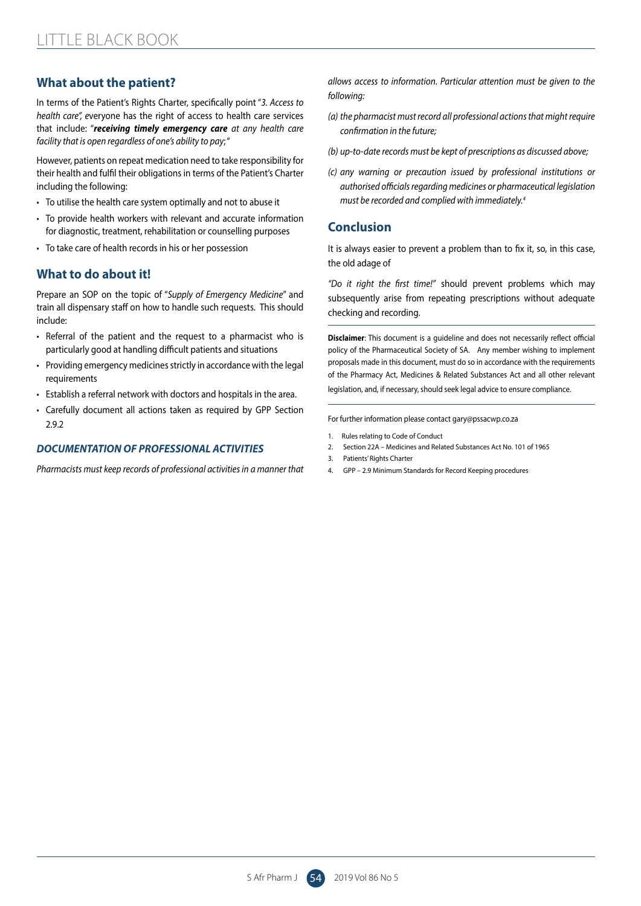## What about the patient?

In terms of the Patient's Rights Charter, specifically point "*3. Access to health care", e*veryone has the right of access to health care services that include: "***receiving timely emergency care*** *at any health care facility that is open regardless of one's ability to pay;*"

However, patients on repeat medication need to take responsibility for their health and fulfil their obligations in terms of the Patient's Charter including the following:

- To utilise the health care system optimally and not to abuse it
- To provide health workers with relevant and accurate information for diagnostic, treatment, rehabilitation or counselling purposes
- To take care of health records in his or her possession

## What to do about it!

Prepare an SOP on the topic of "*Supply of Emergency Medicine*" and train all dispensary staff on how to handle such requests. This should include:

- Referral of the patient and the request to a pharmacist who is particularly good at handling difficult patients and situations
- Providing emergency medicines strictly in accordance with the legal requirements
- Establish a referral network with doctors and hospitals in the area.
- Carefully document all actions taken as required by GPP Section 2.9.2

### *DOCUMENTATION OF PROFESSIONAL ACTIVITIES*

*Pharmacists must keep records of professional activities in a manner that allows access to information. Particular attention must be given to the following:*

*(a) the pharmacist must record all professional actions that might require confirmation in the future;*

*(b) up-to-date records must be kept of prescriptions as discussed above;*

*(c) any warning or precaution issued by professional institutions or authorised officials regarding medicines or pharmaceutical legislation must be recorded and complied with immediately.*[4]

## Conclusion

It is always easier to prevent a problem than to fix it, so, in this case, the old adage of

*"Do it right the first time!"* should prevent problems which may subsequently arise from repeating prescriptions without adequate checking and recording.

**Disclaimer**: This document is a guideline and does not necessarily reflect official policy of the Pharmaceutical Society of SA. Any member wishing to implement proposals made in this document, must do so in accordance with the requirements of the Pharmacy Act, Medicines & Related Substances Act and all other relevant legislation, and, if necessary, should seek legal advice to ensure compliance.

For further information please contact gary@pssacwp.co.za

1. Rules relating to Code of Conduct
2. Section 22A – Medicines and Related Substances Act No. 101 of 1965
3. Patients' Rights Charter
4. GPP – 2.9 Minimum Standards for Record Keeping procedures